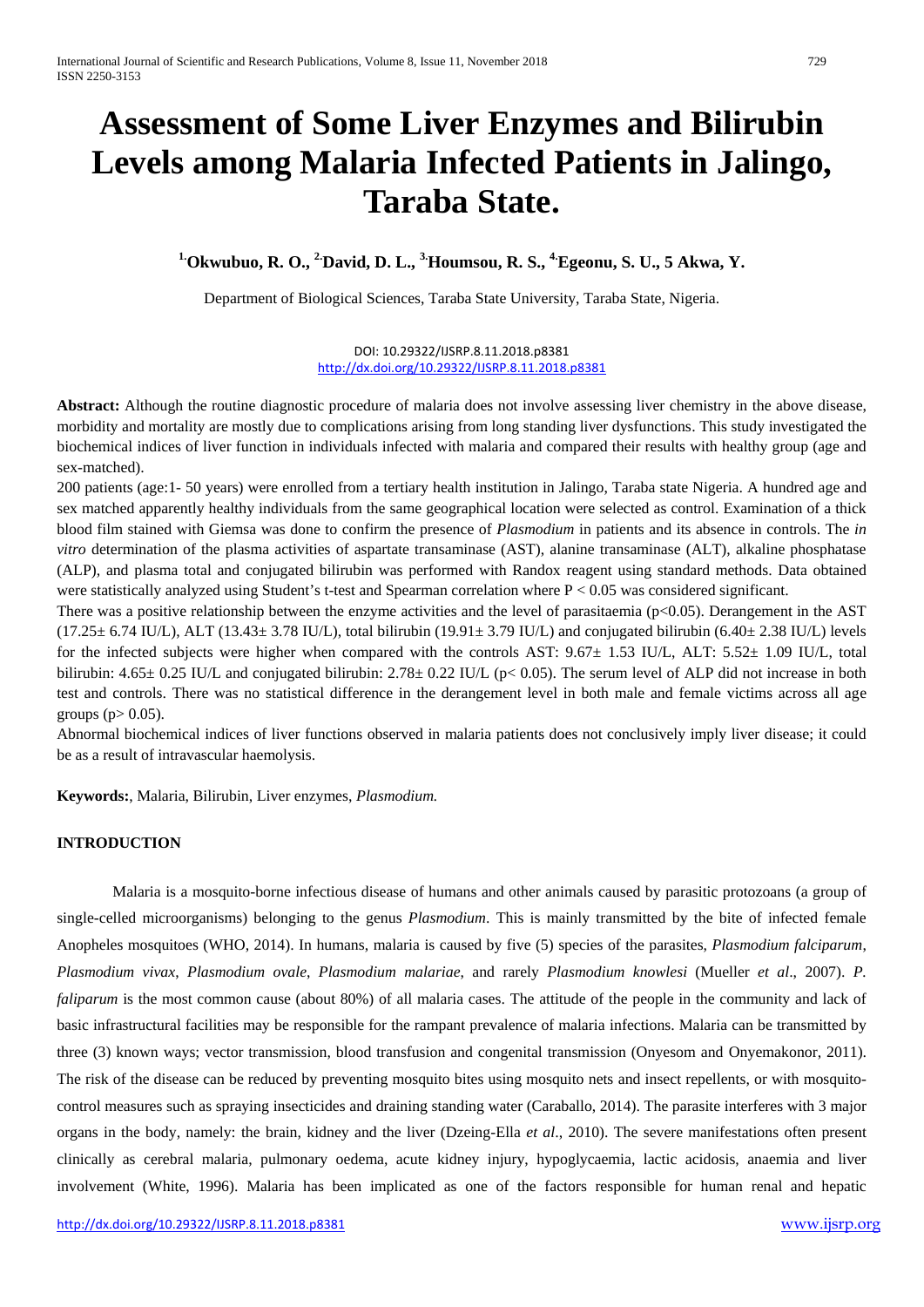# Assessment of Some Liver Enzymes and Bilirubin Levels among Malaria Infected Patients in Jalingo, Taraba State.

**[1.]Okwubuo, R. O., [2.]David, D. L., [3.]Houmsou, R. S., [4.]Egeonu, S. U., 5 Akwa, Y.**

Department of Biological Sciences, Taraba State University, Taraba State, Nigeria.

DOI: 10.29322/IJSRP.8.11.2018.p8381
http://dx.doi.org/10.29322/IJSRP.8.11.2018.p8381

**Abstract:** Although the routine diagnostic procedure of malaria does not involve assessing liver chemistry in the above disease, morbidity and mortality are mostly due to complications arising from long standing liver dysfunctions. This study investigated the biochemical indices of liver function in individuals infected with malaria and compared their results with healthy group (age and sex-matched).

200 patients (age:1- 50 years) were enrolled from a tertiary health institution in Jalingo, Taraba state Nigeria. A hundred age and sex matched apparently healthy individuals from the same geographical location were selected as control. Examination of a thick blood film stained with Giemsa was done to confirm the presence of *Plasmodium* in patients and its absence in controls. The *in vitro* determination of the plasma activities of aspartate transaminase (AST), alanine transaminase (ALT), alkaline phosphatase (ALP), and plasma total and conjugated bilirubin was performed with Randox reagent using standard methods. Data obtained were statistically analyzed using Student's t-test and Spearman correlation where $P < 0.05$ was considered significant.

There was a positive relationship between the enzyme activities and the level of parasitaemia ($p<0.05$). Derangement in the AST ($17.25\pm 6.74$ IU/L), ALT ($13.43\pm 3.78$ IU/L), total bilirubin ($19.91\pm 3.79$ IU/L) and conjugated bilirubin ($6.40\pm 2.38$ IU/L) levels for the infected subjects were higher when compared with the controls AST: $9.67\pm 1.53$ IU/L, ALT: $5.52\pm 1.09$ IU/L, total bilirubin: $4.65\pm 0.25$ IU/L and conjugated bilirubin: $2.78\pm 0.22$ IU/L ($p< 0.05$). The serum level of ALP did not increase in both test and controls. There was no statistical difference in the derangement level in both male and female victims across all age groups ($p> 0.05$).

Abnormal biochemical indices of liver functions observed in malaria patients does not conclusively imply liver disease; it could be as a result of intravascular haemolysis.

**Keywords:**, Malaria, Bilirubin, Liver enzymes, *Plasmodium.*

## INTRODUCTION

Malaria is a mosquito-borne infectious disease of humans and other animals caused by parasitic protozoans (a group of single-celled microorganisms) belonging to the genus *Plasmodium*. This is mainly transmitted by the bite of infected female Anopheles mosquitoes (WHO, 2014). In humans, malaria is caused by five (5) species of the parasites, *Plasmodium falciparum*, *Plasmodium vivax*, *Plasmodium ovale*, *Plasmodium malariae*, and rarely *Plasmodium knowlesi* (Mueller *et al*., 2007). *P. faliparum* is the most common cause (about 80%) of all malaria cases. The attitude of the people in the community and lack of basic infrastructural facilities may be responsible for the rampant prevalence of malaria infections. Malaria can be transmitted by three (3) known ways; vector transmission, blood transfusion and congenital transmission (Onyesom and Onyemakonor, 2011). The risk of the disease can be reduced by preventing mosquito bites using mosquito nets and insect repellents, or with mosquito-control measures such as spraying insecticides and draining standing water (Caraballo, 2014). The parasite interferes with 3 major organs in the body, namely: the brain, kidney and the liver (Dzeing-Ella *et al*., 2010). The severe manifestations often present clinically as cerebral malaria, pulmonary oedema, acute kidney injury, hypoglycaemia, lactic acidosis, anaemia and liver involvement (White, 1996). Malaria has been implicated as one of the factors responsible for human renal and hepatic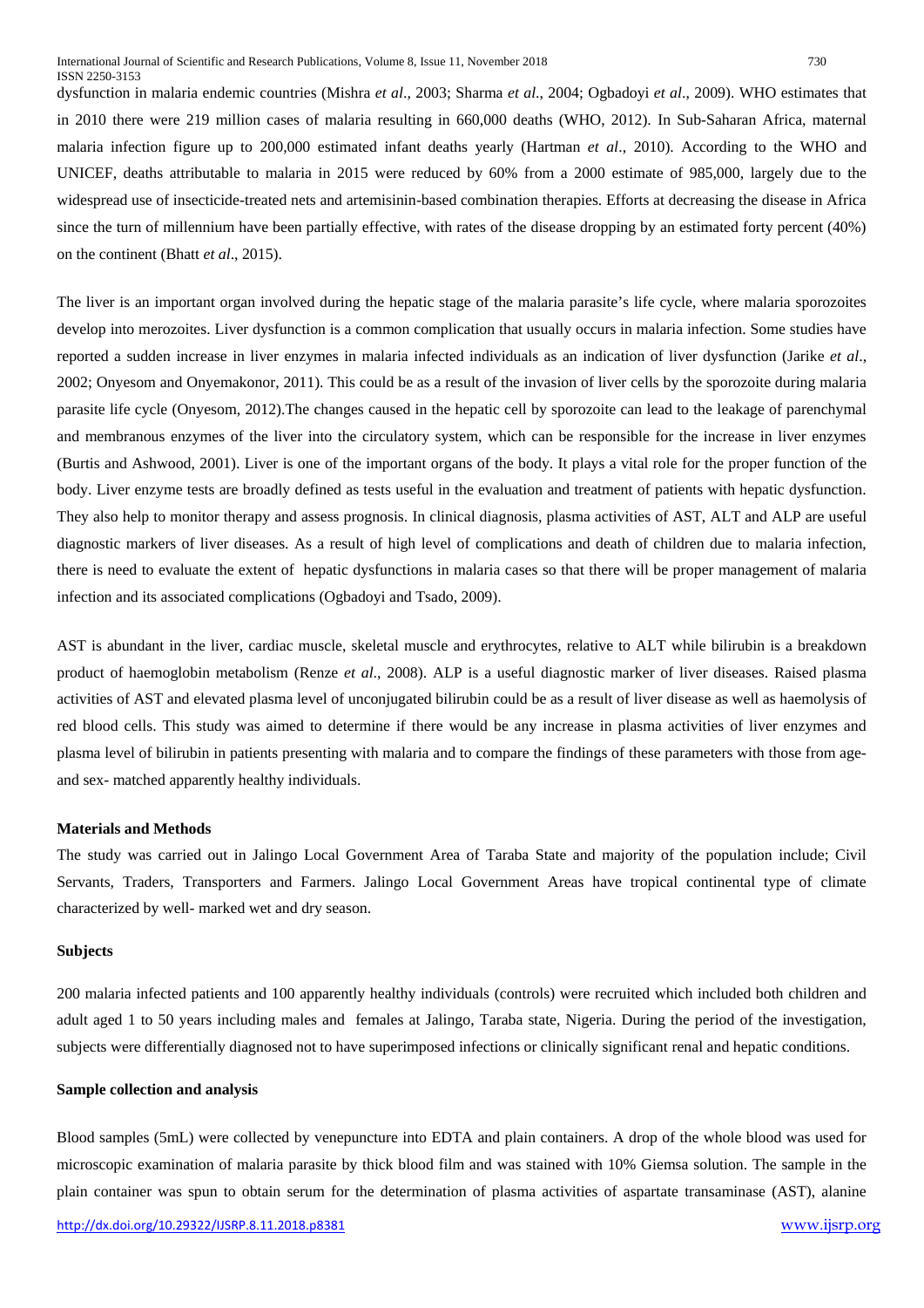dysfunction in malaria endemic countries (Mishra *et al*., 2003; Sharma *et al*., 2004; Ogbadoyi *et al*., 2009). WHO estimates that in 2010 there were 219 million cases of malaria resulting in 660,000 deaths (WHO, 2012). In Sub-Saharan Africa, maternal malaria infection figure up to 200,000 estimated infant deaths yearly (Hartman *et al*., 2010). According to the WHO and UNICEF, deaths attributable to malaria in 2015 were reduced by 60% from a 2000 estimate of 985,000, largely due to the widespread use of insecticide-treated nets and artemisinin-based combination therapies. Efforts at decreasing the disease in Africa since the turn of millennium have been partially effective, with rates of the disease dropping by an estimated forty percent (40%) on the continent (Bhatt *et al*., 2015).

The liver is an important organ involved during the hepatic stage of the malaria parasite's life cycle, where malaria sporozoites develop into merozoites. Liver dysfunction is a common complication that usually occurs in malaria infection. Some studies have reported a sudden increase in liver enzymes in malaria infected individuals as an indication of liver dysfunction (Jarike *et al*., 2002; Onyesom and Onyemakonor, 2011). This could be as a result of the invasion of liver cells by the sporozoite during malaria parasite life cycle (Onyesom, 2012).The changes caused in the hepatic cell by sporozoite can lead to the leakage of parenchymal and membranous enzymes of the liver into the circulatory system, which can be responsible for the increase in liver enzymes (Burtis and Ashwood, 2001). Liver is one of the important organs of the body. It plays a vital role for the proper function of the body. Liver enzyme tests are broadly defined as tests useful in the evaluation and treatment of patients with hepatic dysfunction. They also help to monitor therapy and assess prognosis. In clinical diagnosis, plasma activities of AST, ALT and ALP are useful diagnostic markers of liver diseases. As a result of high level of complications and death of children due to malaria infection, there is need to evaluate the extent of hepatic dysfunctions in malaria cases so that there will be proper management of malaria infection and its associated complications (Ogbadoyi and Tsado, 2009).

AST is abundant in the liver, cardiac muscle, skeletal muscle and erythrocytes, relative to ALT while bilirubin is a breakdown product of haemoglobin metabolism (Renze *et al*., 2008). ALP is a useful diagnostic marker of liver diseases. Raised plasma activities of AST and elevated plasma level of unconjugated bilirubin could be as a result of liver disease as well as haemolysis of red blood cells. This study was aimed to determine if there would be any increase in plasma activities of liver enzymes and plasma level of bilirubin in patients presenting with malaria and to compare the findings of these parameters with those from age- and sex- matched apparently healthy individuals.

## Materials and Methods

The study was carried out in Jalingo Local Government Area of Taraba State and majority of the population include; Civil Servants, Traders, Transporters and Farmers. Jalingo Local Government Areas have tropical continental type of climate characterized by well- marked wet and dry season.

### Subjects

200 malaria infected patients and 100 apparently healthy individuals (controls) were recruited which included both children and adult aged 1 to 50 years including males and females at Jalingo, Taraba state, Nigeria. During the period of the investigation, subjects were differentially diagnosed not to have superimposed infections or clinically significant renal and hepatic conditions.

### Sample collection and analysis

Blood samples (5mL) were collected by venepuncture into EDTA and plain containers. A drop of the whole blood was used for microscopic examination of malaria parasite by thick blood film and was stained with 10% Giemsa solution. The sample in the plain container was spun to obtain serum for the determination of plasma activities of aspartate transaminase (AST), alanine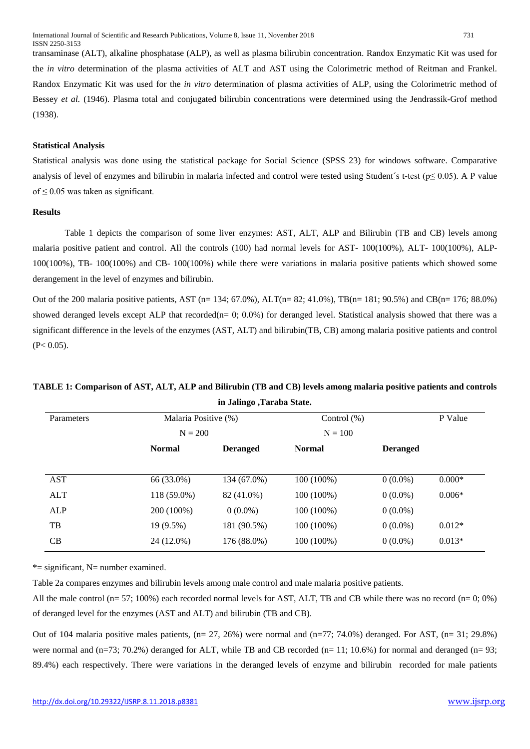transaminase (ALT), alkaline phosphatase (ALP), as well as plasma bilirubin concentration. Randox Enzymatic Kit was used for the *in vitro* determination of the plasma activities of ALT and AST using the Colorimetric method of Reitman and Frankel. Randox Enzymatic Kit was used for the *in vitro* determination of plasma activities of ALP, using the Colorimetric method of Bessey *et al.* (1946). Plasma total and conjugated bilirubin concentrations were determined using the Jendrassik-Grof method (1938).

**Statistical Analysis**

Statistical analysis was done using the statistical package for Social Science (SPSS 23) for windows software. Comparative analysis of level of enzymes and bilirubin in malaria infected and control were tested using Student´s t-test ($p \leq 0.05$). A P value of $\leq 0.05$ was taken as significant.

**Results**

Table 1 depicts the comparison of some liver enzymes: AST, ALT, ALP and Bilirubin (TB and CB) levels among malaria positive patient and control. All the controls (100) had normal levels for AST- 100(100%), ALT- 100(100%), ALP-100(100%), TB- 100(100%) and CB- 100(100%) while there were variations in malaria positive patients which showed some derangement in the level of enzymes and bilirubin.

Out of the 200 malaria positive patients, AST (n= 134; 67.0%), ALT(n= 82; 41.0%), TB(n= 181; 90.5%) and CB(n= 176; 88.0%) showed deranged levels except ALP that recorded(n= 0; 0.0%) for deranged level. Statistical analysis showed that there was a significant difference in the levels of the enzymes (AST, ALT) and bilirubin(TB, CB) among malaria positive patients and control ($P < 0.05$).

**TABLE 1: Comparison of AST, ALT, ALP and Bilirubin (TB and CB) levels among malaria positive patients and controls in Jalingo ,Taraba State.**

| Parameters | Malaria Positive (%) N = 200 | | Control (%) N = 100 | | P Value |
|---|---|---|---|---|---|
| | **Normal** | **Deranged** | **Normal** | **Deranged** | |
| AST | 66 (33.0%) | 134 (67.0%) | 100 (100%) | 0 (0.0%) | 0.000* |
| ALT | 118 (59.0%) | 82 (41.0%) | 100 (100%) | 0 (0.0%) | 0.006* |
| ALP | 200 (100%) | 0 (0.0%) | 100 (100%) | 0 (0.0%) | |
| TB | 19 (9.5%) | 181 (90.5%) | 100 (100%) | 0 (0.0%) | 0.012* |
| CB | 24 (12.0%) | 176 (88.0%) | 100 (100%) | 0 (0.0%) | 0.013* |

*= significant, N= number examined.

Table 2a compares enzymes and bilirubin levels among male control and male malaria positive patients.

All the male control (n= 57; 100%) each recorded normal levels for AST, ALT, TB and CB while there was no record (n= 0; 0%) of deranged level for the enzymes (AST and ALT) and bilirubin (TB and CB).

Out of 104 malaria positive males patients, (n= 27, 26%) were normal and (n=77; 74.0%) deranged. For AST, (n= 31; 29.8%) were normal and (n=73; 70.2%) deranged for ALT, while TB and CB recorded (n= 11; 10.6%) for normal and deranged (n= 93; 89.4%) each respectively. There were variations in the deranged levels of enzyme and bilirubin recorded for male patients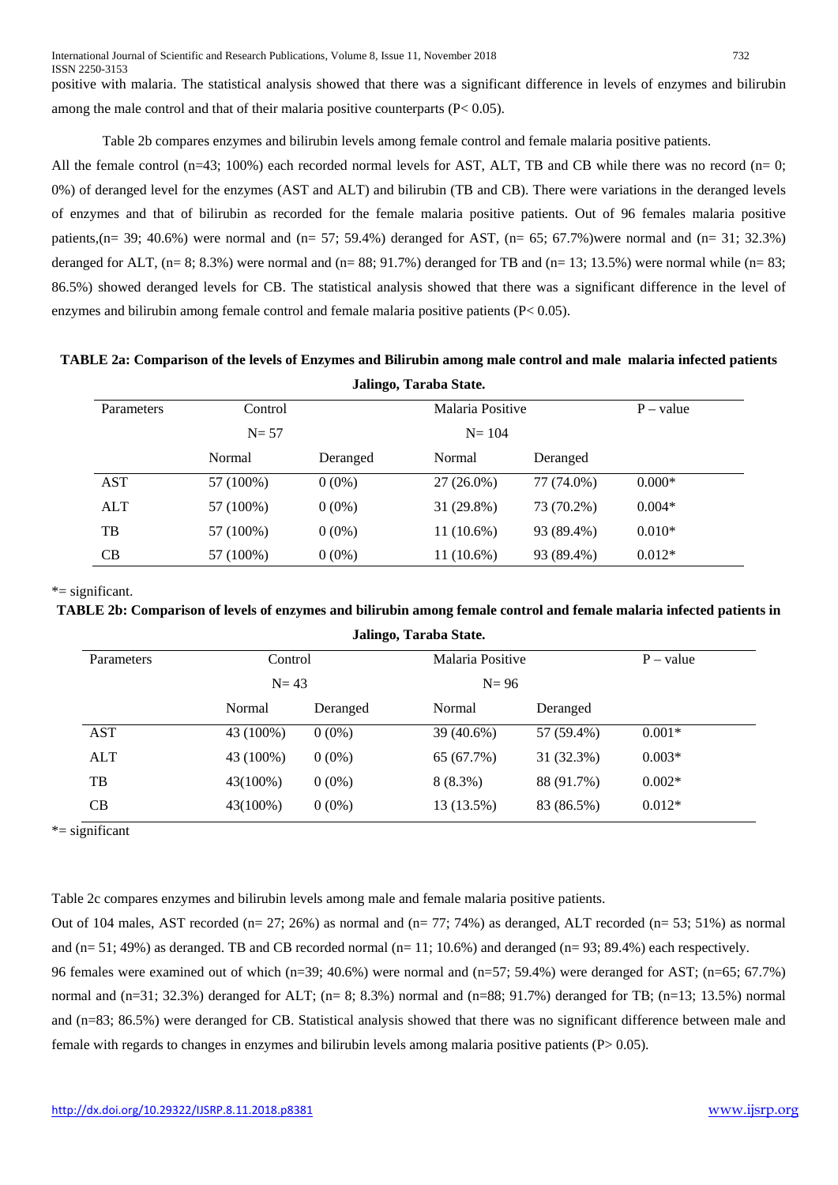positive with malaria. The statistical analysis showed that there was a significant difference in levels of enzymes and bilirubin among the male control and that of their malaria positive counterparts (P< 0.05).

Table 2b compares enzymes and bilirubin levels among female control and female malaria positive patients.

All the female control (n=43; 100%) each recorded normal levels for AST, ALT, TB and CB while there was no record (n= 0; 0%) of deranged level for the enzymes (AST and ALT) and bilirubin (TB and CB). There were variations in the deranged levels of enzymes and that of bilirubin as recorded for the female malaria positive patients. Out of 96 females malaria positive patients,(n= 39; 40.6%) were normal and (n= 57; 59.4%) deranged for AST, (n= 65; 67.7%)were normal and (n= 31; 32.3%) deranged for ALT, (n= 8; 8.3%) were normal and (n= 88; 91.7%) deranged for TB and (n= 13; 13.5%) were normal while (n= 83; 86.5%) showed deranged levels for CB. The statistical analysis showed that there was a significant difference in the level of enzymes and bilirubin among female control and female malaria positive patients (P< 0.05).

**TABLE 2a: Comparison of the levels of Enzymes and Bilirubin among male control and male malaria infected patients Jalingo, Taraba State.**

| Parameters | Control | | Malaria Positive | | P – value |
|---|---|---|---|---|---|
| | N= 57 | | N= 104 | | |
| | Normal | Deranged | Normal | Deranged | |
| AST | 57 (100%) | 0 (0%) | 27 (26.0%) | 77 (74.0%) | 0.000* |
| ALT | 57 (100%) | 0 (0%) | 31 (29.8%) | 73 (70.2%) | 0.004* |
| TB | 57 (100%) | 0 (0%) | 11 (10.6%) | 93 (89.4%) | 0.010* |
| CB | 57 (100%) | 0 (0%) | 11 (10.6%) | 93 (89.4%) | 0.012* |

*= significant.

**TABLE 2b: Comparison of levels of enzymes and bilirubin among female control and female malaria infected patients in Jalingo, Taraba State.**

| Parameters | Control | | Malaria Positive | | P – value |
|---|---|---|---|---|---|
| | N= 43 | | N= 96 | | |
| | Normal | Deranged | Normal | Deranged | |
| AST | 43 (100%) | 0 (0%) | 39 (40.6%) | 57 (59.4%) | 0.001* |
| ALT | 43 (100%) | 0 (0%) | 65 (67.7%) | 31 (32.3%) | 0.003* |
| TB | 43(100%) | 0 (0%) | 8 (8.3%) | 88 (91.7%) | 0.002* |
| CB | 43(100%) | 0 (0%) | 13 (13.5%) | 83 (86.5%) | 0.012* |

*= significant

Table 2c compares enzymes and bilirubin levels among male and female malaria positive patients.

Out of 104 males, AST recorded (n= 27; 26%) as normal and (n= 77; 74%) as deranged, ALT recorded (n= 53; 51%) as normal and (n= 51; 49%) as deranged. TB and CB recorded normal (n= 11; 10.6%) and deranged (n= 93; 89.4%) each respectively.

96 females were examined out of which (n=39; 40.6%) were normal and (n=57; 59.4%) were deranged for AST; (n=65; 67.7%) normal and (n=31; 32.3%) deranged for ALT; (n= 8; 8.3%) normal and (n=88; 91.7%) deranged for TB; (n=13; 13.5%) normal and (n=83; 86.5%) were deranged for CB. Statistical analysis showed that there was no significant difference between male and female with regards to changes in enzymes and bilirubin levels among malaria positive patients (P> 0.05).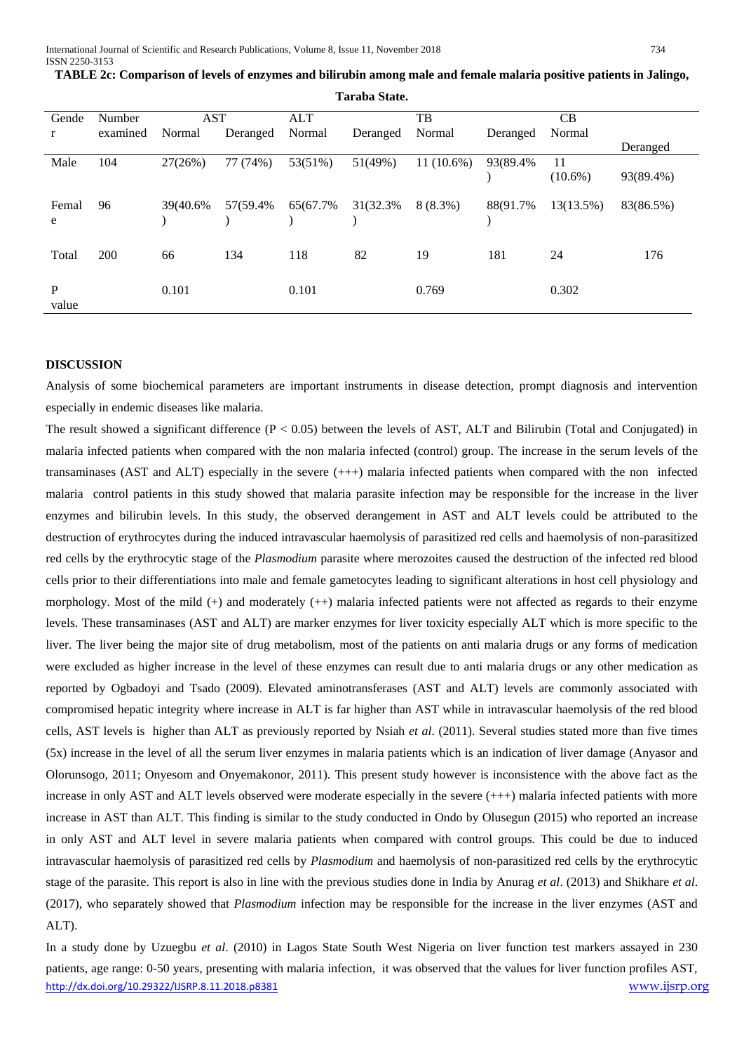**TABLE 2c: Comparison of levels of enzymes and bilirubin among male and female malaria positive patients in Jalingo, Taraba State.**

| Gender | Number examined | AST | | ALT | | TB | | CB | |
|---|---|---|---|---|---|---|---|---|---|
| | | Normal | Deranged | Normal | Deranged | Normal | Deranged | Normal | Deranged |
| Male | 104 | 27(26%) | 77 (74%) | 53(51%) | 51(49%) | 11 (10.6%) | 93(89.4%) | 11 (10.6%) | 93(89.4%) |
| Female | 96 | 39(40.6%) | 57(59.4%) | 65(67.7%) | 31(32.3%) | 8 (8.3%) | 88(91.7%) | 13(13.5%) | 83(86.5%) |
| Total | 200 | 66 | 134 | 118 | 82 | 19 | 181 | 24 | 176 |
| P value | | 0.101 | | 0.101 | | 0.769 | | 0.302 | |

## DISCUSSION

Analysis of some biochemical parameters are important instruments in disease detection, prompt diagnosis and intervention especially in endemic diseases like malaria.

The result showed a significant difference ($P < 0.05$) between the levels of AST, ALT and Bilirubin (Total and Conjugated) in malaria infected patients when compared with the non malaria infected (control) group. The increase in the serum levels of the transaminases (AST and ALT) especially in the severe (+++) malaria infected patients when compared with the non infected malaria control patients in this study showed that malaria parasite infection may be responsible for the increase in the liver enzymes and bilirubin levels. In this study, the observed derangement in AST and ALT levels could be attributed to the destruction of erythrocytes during the induced intravascular haemolysis of parasitized red cells and haemolysis of non-parasitized red cells by the erythrocytic stage of the *Plasmodium* parasite where merozoites caused the destruction of the infected red blood cells prior to their differentiations into male and female gametocytes leading to significant alterations in host cell physiology and morphology. Most of the mild (+) and moderately (++) malaria infected patients were not affected as regards to their enzyme levels. These transaminases (AST and ALT) are marker enzymes for liver toxicity especially ALT which is more specific to the liver. The liver being the major site of drug metabolism, most of the patients on anti malaria drugs or any forms of medication were excluded as higher increase in the level of these enzymes can result due to anti malaria drugs or any other medication as reported by Ogbadoyi and Tsado (2009). Elevated aminotransferases (AST and ALT) levels are commonly associated with compromised hepatic integrity where increase in ALT is far higher than AST while in intravascular haemolysis of the red blood cells, AST levels is higher than ALT as previously reported by Nsiah *et al*. (2011). Several studies stated more than five times (5x) increase in the level of all the serum liver enzymes in malaria patients which is an indication of liver damage (Anyasor and Olorunsogo, 2011; Onyesom and Onyemakonor, 2011). This present study however is inconsistence with the above fact as the increase in only AST and ALT levels observed were moderate especially in the severe (+++) malaria infected patients with more increase in AST than ALT. This finding is similar to the study conducted in Ondo by Olusegun (2015) who reported an increase in only AST and ALT level in severe malaria patients when compared with control groups. This could be due to induced intravascular haemolysis of parasitized red cells by *Plasmodium* and haemolysis of non-parasitized red cells by the erythrocytic stage of the parasite. This report is also in line with the previous studies done in India by Anurag *et al*. (2013) and Shikhare *et al*. (2017), who separately showed that *Plasmodium* infection may be responsible for the increase in the liver enzymes (AST and ALT).

In a study done by Uzuegbu *et al*. (2010) in Lagos State South West Nigeria on liver function test markers assayed in 230 patients, age range: 0-50 years, presenting with malaria infection, it was observed that the values for liver function profiles AST,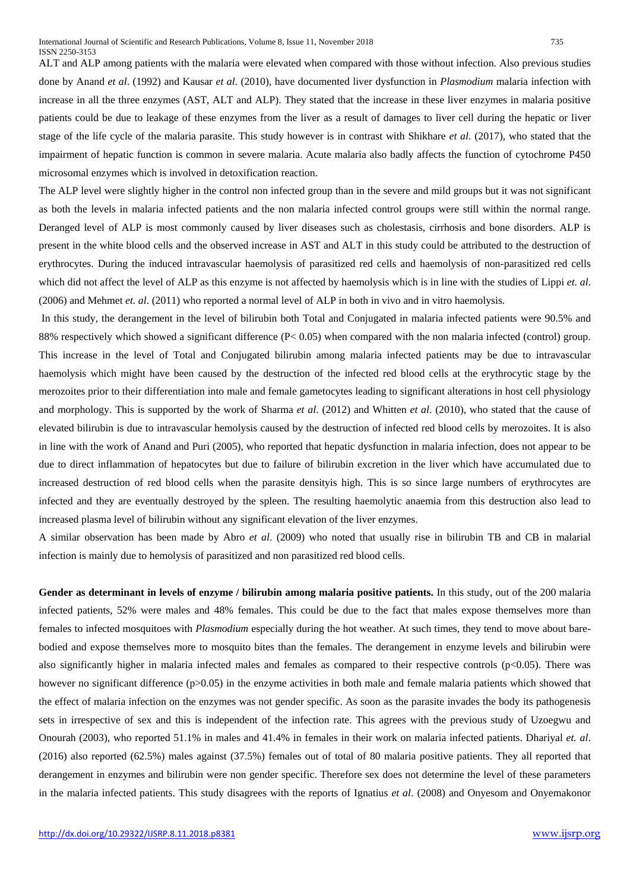ALT and ALP among patients with the malaria were elevated when compared with those without infection. Also previous studies done by Anand *et al*. (1992) and Kausar *et al*. (2010), have documented liver dysfunction in *Plasmodium* malaria infection with increase in all the three enzymes (AST, ALT and ALP). They stated that the increase in these liver enzymes in malaria positive patients could be due to leakage of these enzymes from the liver as a result of damages to liver cell during the hepatic or liver stage of the life cycle of the malaria parasite. This study however is in contrast with Shikhare *et al*. (2017), who stated that the impairment of hepatic function is common in severe malaria. Acute malaria also badly affects the function of cytochrome P450 microsomal enzymes which is involved in detoxification reaction.

The ALP level were slightly higher in the control non infected group than in the severe and mild groups but it was not significant as both the levels in malaria infected patients and the non malaria infected control groups were still within the normal range. Deranged level of ALP is most commonly caused by liver diseases such as cholestasis, cirrhosis and bone disorders. ALP is present in the white blood cells and the observed increase in AST and ALT in this study could be attributed to the destruction of erythrocytes. During the induced intravascular haemolysis of parasitized red cells and haemolysis of non-parasitized red cells which did not affect the level of ALP as this enzyme is not affected by haemolysis which is in line with the studies of Lippi *et. al*. (2006) and Mehmet *et. al*. (2011) who reported a normal level of ALP in both in vivo and in vitro haemolysis.

In this study, the derangement in the level of bilirubin both Total and Conjugated in malaria infected patients were 90.5% and 88% respectively which showed a significant difference ($P < 0.05$) when compared with the non malaria infected (control) group. This increase in the level of Total and Conjugated bilirubin among malaria infected patients may be due to intravascular haemolysis which might have been caused by the destruction of the infected red blood cells at the erythrocytic stage by the merozoites prior to their differentiation into male and female gametocytes leading to significant alterations in host cell physiology and morphology. This is supported by the work of Sharma *et al*. (2012) and Whitten *et al*. (2010), who stated that the cause of elevated bilirubin is due to intravascular hemolysis caused by the destruction of infected red blood cells by merozoites. It is also in line with the work of Anand and Puri (2005), who reported that hepatic dysfunction in malaria infection, does not appear to be due to direct inflammation of hepatocytes but due to failure of bilirubin excretion in the liver which have accumulated due to increased destruction of red blood cells when the parasite densityis high. This is so since large numbers of erythrocytes are infected and they are eventually destroyed by the spleen. The resulting haemolytic anaemia from this destruction also lead to increased plasma level of bilirubin without any significant elevation of the liver enzymes.

A similar observation has been made by Abro *et al*. (2009) who noted that usually rise in bilirubin TB and CB in malarial infection is mainly due to hemolysis of parasitized and non parasitized red blood cells.

**Gender as determinant in levels of enzyme / bilirubin among malaria positive patients.** In this study, out of the 200 malaria infected patients, 52% were males and 48% females. This could be due to the fact that males expose themselves more than females to infected mosquitoes with *Plasmodium* especially during the hot weather. At such times, they tend to move about bare-bodied and expose themselves more to mosquito bites than the females. The derangement in enzyme levels and bilirubin were also significantly higher in malaria infected males and females as compared to their respective controls ($p<0.05$). There was however no significant difference ($p>0.05$) in the enzyme activities in both male and female malaria patients which showed that the effect of malaria infection on the enzymes was not gender specific. As soon as the parasite invades the body its pathogenesis sets in irrespective of sex and this is independent of the infection rate. This agrees with the previous study of Uzoegwu and Onourah (2003), who reported 51.1% in males and 41.4% in females in their work on malaria infected patients. Dhariyal *et. al*. (2016) also reported (62.5%) males against (37.5%) females out of total of 80 malaria positive patients. They all reported that derangement in enzymes and bilirubin were non gender specific. Therefore sex does not determine the level of these parameters in the malaria infected patients. This study disagrees with the reports of Ignatius *et al*. (2008) and Onyesom and Onyemakonor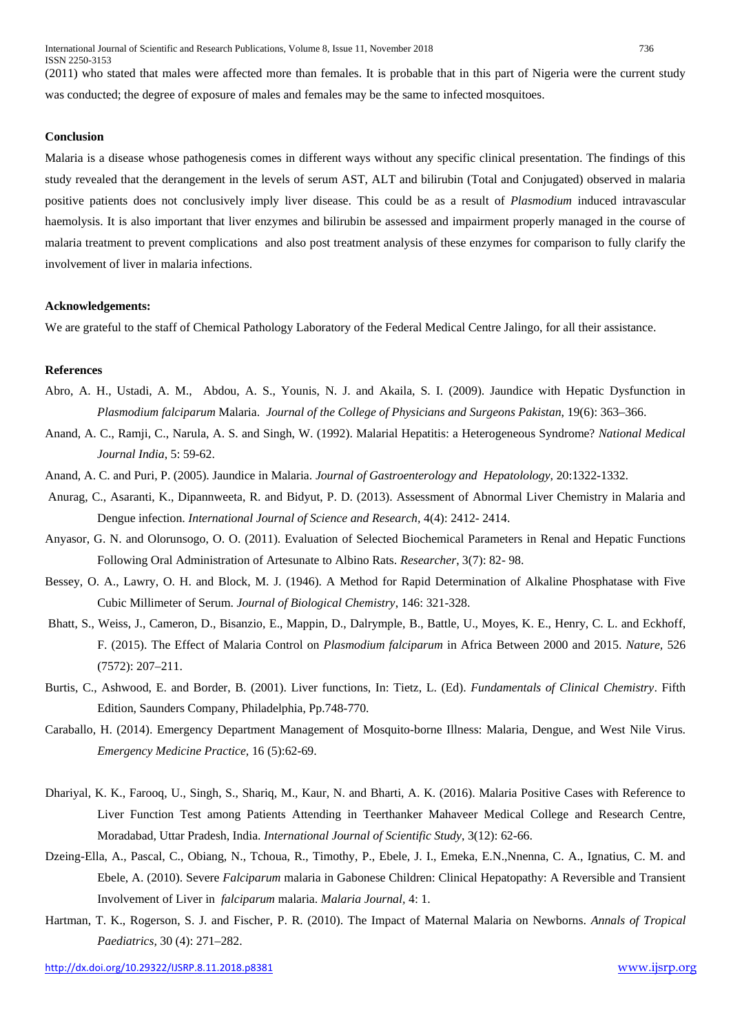(2011) who stated that males were affected more than females. It is probable that in this part of Nigeria were the current study was conducted; the degree of exposure of males and females may be the same to infected mosquitoes.

**Conclusion**

Malaria is a disease whose pathogenesis comes in different ways without any specific clinical presentation. The findings of this study revealed that the derangement in the levels of serum AST, ALT and bilirubin (Total and Conjugated) observed in malaria positive patients does not conclusively imply liver disease. This could be as a result of *Plasmodium* induced intravascular haemolysis. It is also important that liver enzymes and bilirubin be assessed and impairment properly managed in the course of malaria treatment to prevent complications and also post treatment analysis of these enzymes for comparison to fully clarify the involvement of liver in malaria infections.

**Acknowledgements:**

We are grateful to the staff of Chemical Pathology Laboratory of the Federal Medical Centre Jalingo, for all their assistance.

**References**

Abro, A. H., Ustadi, A. M., Abdou, A. S., Younis, N. J. and Akaila, S. I. (2009). Jaundice with Hepatic Dysfunction in *Plasmodium falciparum* Malaria. *Journal of the College of Physicians and Surgeons Pakistan*, 19(6): 363–366.

Anand, A. C., Ramji, C., Narula, A. S. and Singh, W. (1992). Malarial Hepatitis: a Heterogeneous Syndrome? *National Medical Journal India*, 5: 59-62.

Anand, A. C. and Puri, P. (2005). Jaundice in Malaria. *Journal of Gastroenterology and Hepatolology,* 20:1322-1332.

Anurag, C., Asaranti, K., Dipannweeta, R. and Bidyut, P. D. (2013). Assessment of Abnormal Liver Chemistry in Malaria and Dengue infection. *International Journal of Science and Research,* 4(4): 2412- 2414.

Anyasor, G. N. and Olorunsogo, O. O. (2011). Evaluation of Selected Biochemical Parameters in Renal and Hepatic Functions Following Oral Administration of Artesunate to Albino Rats. *Researcher*, 3(7): 82- 98.

Bessey, O. A., Lawry, O. H. and Block, M. J. (1946). A Method for Rapid Determination of Alkaline Phosphatase with Five Cubic Millimeter of Serum. *Journal of Biological Chemistry*, 146: 321-328.

Bhatt, S., Weiss, J., Cameron, D., Bisanzio, E., Mappin, D., Dalrymple, B., Battle, U., Moyes, K. E., Henry, C. L. and Eckhoff, F. (2015). The Effect of Malaria Control on *Plasmodium falciparum* in Africa Between 2000 and 2015. *Nature,* 526 (7572): 207–211.

Burtis, C., Ashwood, E. and Border, B. (2001). Liver functions, In: Tietz, L. (Ed). *Fundamentals of Clinical Chemistry*. Fifth Edition, Saunders Company, Philadelphia, Pp.748-770.

Caraballo, H. (2014). Emergency Department Management of Mosquito-borne Illness: Malaria, Dengue, and West Nile Virus. *Emergency Medicine Practice,* 16 (5):62-69.

Dhariyal, K. K., Farooq, U., Singh, S., Shariq, M., Kaur, N. and Bharti, A. K. (2016). Malaria Positive Cases with Reference to Liver Function Test among Patients Attending in Teerthanker Mahaveer Medical College and Research Centre, Moradabad, Uttar Pradesh, India. *International Journal of Scientific Study*, 3(12): 62-66.

Dzeing-Ella, A., Pascal, C., Obiang, N., Tchoua, R., Timothy, P., Ebele, J. I., Emeka, E.N.,Nnenna, C. A., Ignatius, C. M. and Ebele, A. (2010). Severe *Falciparum* malaria in Gabonese Children: Clinical Hepatopathy: A Reversible and Transient Involvement of Liver in *falciparum* malaria. *Malaria Journal*, 4: 1.

Hartman, T. K., Rogerson, S. J. and Fischer, P. R. (2010). The Impact of Maternal Malaria on Newborns. *Annals of Tropical Paediatrics,* 30 (4): 271–282.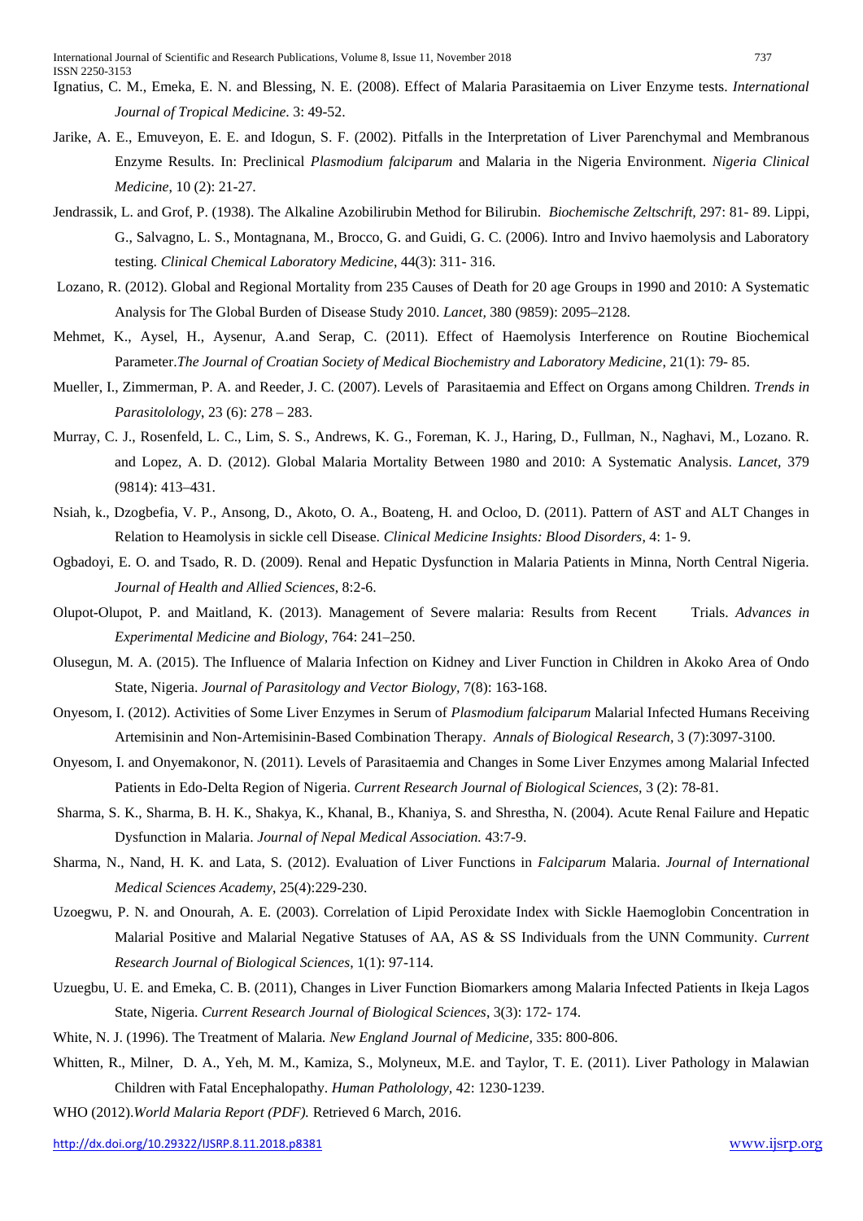Ignatius, C. M., Emeka, E. N. and Blessing, N. E. (2008). Effect of Malaria Parasitaemia on Liver Enzyme tests. *International Journal of Tropical Medicine*. 3: 49-52.

Jarike, A. E., Emuveyon, E. E. and Idogun, S. F. (2002). Pitfalls in the Interpretation of Liver Parenchymal and Membranous Enzyme Results. In: Preclinical *Plasmodium falciparum* and Malaria in the Nigeria Environment. *Nigeria Clinical Medicine*, 10 (2): 21-27.

Jendrassik, L. and Grof, P. (1938). The Alkaline Azobilirubin Method for Bilirubin. *Biochemische Zeltschrift,* 297: 81- 89. Lippi, G., Salvagno, L. S., Montagnana, M., Brocco, G. and Guidi, G. C. (2006). Intro and Invivo haemolysis and Laboratory testing. *Clinical Chemical Laboratory Medicine*, 44(3): 311- 316.

Lozano, R. (2012). Global and Regional Mortality from 235 Causes of Death for 20 age Groups in 1990 and 2010: A Systematic Analysis for The Global Burden of Disease Study 2010. *Lancet,* 380 (9859): 2095–2128.

Mehmet, K., Aysel, H., Aysenur, A.and Serap, C. (2011). Effect of Haemolysis Interference on Routine Biochemical Parameter.*The Journal of Croatian Society of Medical Biochemistry and Laboratory Medicine*, 21(1): 79- 85.

Mueller, I., Zimmerman, P. A. and Reeder, J. C. (2007). Levels of Parasitaemia and Effect on Organs among Children. *Trends in Parasitolology*, 23 (6): 278 – 283.

Murray, C. J., Rosenfeld, L. C., Lim, S. S., Andrews, K. G., Foreman, K. J., Haring, D., Fullman, N., Naghavi, M., Lozano. R. and Lopez, A. D. (2012). Global Malaria Mortality Between 1980 and 2010: A Systematic Analysis. *Lancet*, 379 (9814): 413–431.

Nsiah, k., Dzogbefia, V. P., Ansong, D., Akoto, O. A., Boateng, H. and Ocloo, D. (2011). Pattern of AST and ALT Changes in Relation to Heamolysis in sickle cell Disease. *Clinical Medicine Insights: Blood Disorders*, 4: 1- 9.

Ogbadoyi, E. O. and Tsado, R. D. (2009). Renal and Hepatic Dysfunction in Malaria Patients in Minna, North Central Nigeria. *Journal of Health and Allied Sciences*, 8:2-6.

Olupot-Olupot, P. and Maitland, K. (2013). Management of Severe malaria: Results from Recent Trials. *Advances in Experimental Medicine and Biology*, 764: 241–250.

Olusegun, M. A. (2015). The Influence of Malaria Infection on Kidney and Liver Function in Children in Akoko Area of Ondo State, Nigeria. *Journal of Parasitology and Vector Biology,* 7(8): 163-168.

Onyesom, I. (2012). Activities of Some Liver Enzymes in Serum of *Plasmodium falciparum* Malarial Infected Humans Receiving Artemisinin and Non-Artemisinin-Based Combination Therapy. *Annals of Biological Research,* 3 (7):3097-3100.

Onyesom, I. and Onyemakonor, N. (2011). Levels of Parasitaemia and Changes in Some Liver Enzymes among Malarial Infected Patients in Edo-Delta Region of Nigeria. *Current Research Journal of Biological Sciences,* 3 (2): 78-81.

Sharma, S. K., Sharma, B. H. K., Shakya, K., Khanal, B., Khaniya, S. and Shrestha, N. (2004). Acute Renal Failure and Hepatic Dysfunction in Malaria. *Journal of Nepal Medical Association.* 43:7-9.

Sharma, N., Nand, H. K. and Lata, S. (2012). Evaluation of Liver Functions in *Falciparum* Malaria. *Journal of International Medical Sciences Academy*, 25(4):229-230.

Uzoegwu, P. N. and Onourah, A. E. (2003). Correlation of Lipid Peroxidate Index with Sickle Haemoglobin Concentration in Malarial Positive and Malarial Negative Statuses of AA, AS & SS Individuals from the UNN Community. *Current Research Journal of Biological Sciences*, 1(1): 97-114.

Uzuegbu, U. E. and Emeka, C. B. (2011), Changes in Liver Function Biomarkers among Malaria Infected Patients in Ikeja Lagos State, Nigeria. *Current Research Journal of Biological Sciences*, 3(3): 172- 174.

White, N. J. (1996). The Treatment of Malaria*. New England Journal of Medicine,* 335: 800-806.

Whitten, R., Milner, D. A., Yeh, M. M., Kamiza, S., Molyneux, M.E. and Taylor, T. E. (2011). Liver Pathology in Malawian Children with Fatal Encephalopathy. *Human Patholology,* 42: 1230-1239.

WHO (2012).*World Malaria Report (PDF).* Retrieved 6 March, 2016.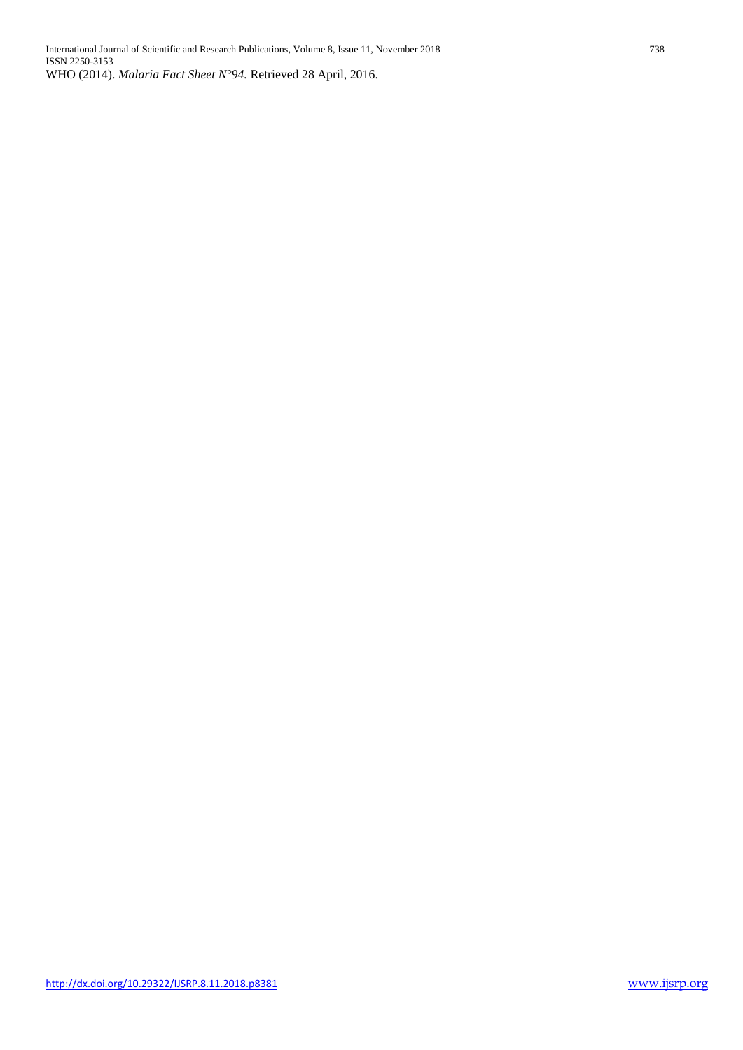WHO (2014). *Malaria Fact Sheet N°94.* Retrieved 28 April, 2016.